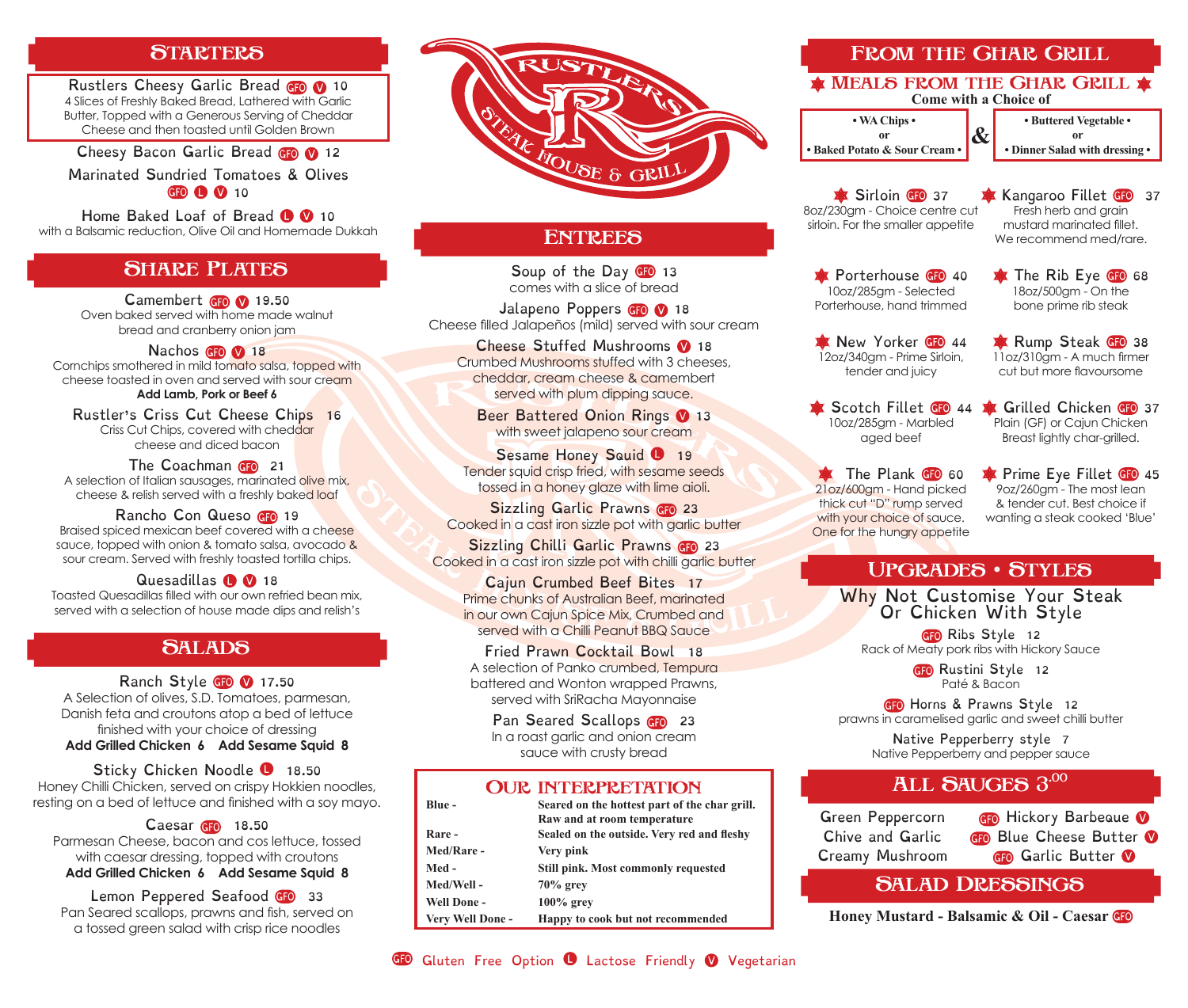## STARTERS

**Rustlers Cheesy Garlic Bread** GFO V 10
4 Slices of Freshly Baked Bread, Lathered with Garlic Butter, Topped with a Generous Serving of Cheddar Cheese and then toasted until Golden Brown

**Cheesy Bacon Garlic Bread** GFO V 12

**Marinated Sundried Tomatoes & Olives** GFO L V 10

**Home Baked Loaf of Bread** L V 10
with a Balsamic reduction, Olive Oil and Homemade Dukkah

## SHARE PLATES

**Camembert** GFO V 19.50
Oven baked served with home made walnut bread and cranberry onion jam

**Nachos** GFO V 18
Cornchips smothered in mild tomato salsa, topped with cheese toasted in oven and served with sour cream
**Add Lamb, Pork or Beef 6**

**Rustler's Criss Cut Cheese Chips** 16
Criss Cut Chips, covered with cheddar cheese and diced bacon

**The Coachman** GFO 21
A selection of Italian sausages, marinated olive mix, cheese & relish served with a freshly baked loaf

**Rancho Con Queso** GFO 19
Braised spiced mexican beef covered with a cheese sauce, topped with onion & tomato salsa, avocado & sour cream. Served with freshly toasted tortilla chips.

**Quesadillas** L V 18
Toasted Quesadillas filled with our own refried bean mix, served with a selection of house made dips and relish's

## SALADS

**Ranch Style** GFO V 17.50
A Selection of olives, S.D. Tomatoes, parmesan, Danish feta and croutons atop a bed of lettuce finished with your choice of dressing
**Add Grilled Chicken 6 Add Sesame Squid 8**

**Sticky Chicken Noodle** L 18.50
Honey Chilli Chicken, served on crispy Hokkien noodles, resting on a bed of lettuce and finished with a soy mayo.

**Caesar** GFO 18.50
Parmesan Cheese, bacon and cos lettuce, tossed with caesar dressing, topped with croutons
**Add Grilled Chicken 6 Add Sesame Squid 8**

**Lemon Peppered Seafood** GFO 33
Pan Seared scallops, prawns and fish, served on a tossed green salad with crisp rice noodles

# RUSTLERS STEAK HOUSE & GRILL

## ENTREES

**Soup of the Day** GFO 13
comes with a slice of bread

**Jalapeno Poppers** GFO V 18
Cheese filled Jalapeños (mild) served with sour cream

**Cheese Stuffed Mushrooms** V 18
Crumbed Mushrooms stuffed with 3 cheeses, cheddar, cream cheese & camembert served with plum dipping sauce.

**Beer Battered Onion Rings** V 13
with sweet jalapeno sour cream

**Sesame Honey Squid** L 19
Tender squid crisp fried, with sesame seeds tossed in a honey glaze with lime aioli.

**Sizzling Garlic Prawns** GFO 23
Cooked in a cast iron sizzle pot with garlic butter

**Sizzling Chilli Garlic Prawns** GFO 23
Cooked in a cast iron sizzle pot with chilli garlic butter

**Cajun Crumbed Beef Bites** 17
Prime chunks of Australian Beef, marinated in our own Cajun Spice Mix, Crumbed and served with a Chilli Peanut BBQ Sauce

**Fried Prawn Cocktail Bowl** 18
A selection of Panko crumbed, Tempura battered and Wonton wrapped Prawns, served with SriRacha Mayonnaise

**Pan Seared Scallops** GFO 23
In a roast garlic and onion cream sauce with crusty bread

### OUR INTERPRETATION

| | |
|---|---|
| Blue - | Seared on the hottest part of the char grill. Raw and at room temperature |
| Rare - | Sealed on the outside. Very red and fleshy |
| Med/Rare - | Very pink |
| Med - | Still pink. Most commonly requested |
| Med/Well - | 70% grey |
| Well Done - | 100% grey |
| Very Well Done - | Happy to cook but not recommended |

## FROM THE CHAR GRILL

### MEALS FROM THE CHAR GRILL

**Come with a Choice of**

• WA Chips • or • Baked Potato & Sour Cream • **&** • Buttered Vegetable • or • Dinner Salad with dressing •

**Sirloin** GFO 37
8oz/230gm - Choice centre cut sirloin. For the smaller appetite

**Kangaroo Fillet** GFO 37
Fresh herb and grain mustard marinated fillet. We recommend med/rare.

**Porterhouse** GFO 40
10oz/285gm - Selected Porterhouse, hand trimmed

**The Rib Eye** GFO 68
18oz/500gm - On the bone prime rib steak

**New Yorker** GFO 44
12oz/340gm - Prime Sirloin, tender and juicy

**Rump Steak** GFO 38
11oz/310gm - A much firmer cut but more flavoursome

**Scotch Fillet** GFO 44
10oz/285gm - Marbled aged beef

**Grilled Chicken** GFO 37
Plain (GF) or Cajun Chicken Breast lightly char-grilled.

**The Plank** GFO 60
21oz/600gm - Hand picked thick cut "D" rump served with your choice of sauce. One for the hungry appetite

**Prime Eye Fillet** GFO 45
9oz/260gm - The most lean & tender cut. Best choice if wanting a steak cooked 'Blue'

## UPGRADES • STYLES

**Why Not Customise Your Steak Or Chicken With Style**

GFO **Ribs Style** 12
Rack of Meaty pork ribs with Hickory Sauce

GFO **Rustini Style** 12
Paté & Bacon

GFO **Horns & Prawns Style** 12
prawns in caramelised garlic and sweet chilli butter

**Native Pepperberry style** 7
Native Pepperberry and pepper sauce

## ALL SAUCES 3.00

- Green Peppercorn
- Chive and Garlic
- Creamy Mushroom
- GFO Hickory Barbeque V
- GFO Blue Cheese Butter V
- GFO Garlic Butter V

## SALAD DRESSINGS

**Honey Mustard - Balsamic & Oil - Caesar** GFO

GFO Gluten Free Option L Lactose Friendly V Vegetarian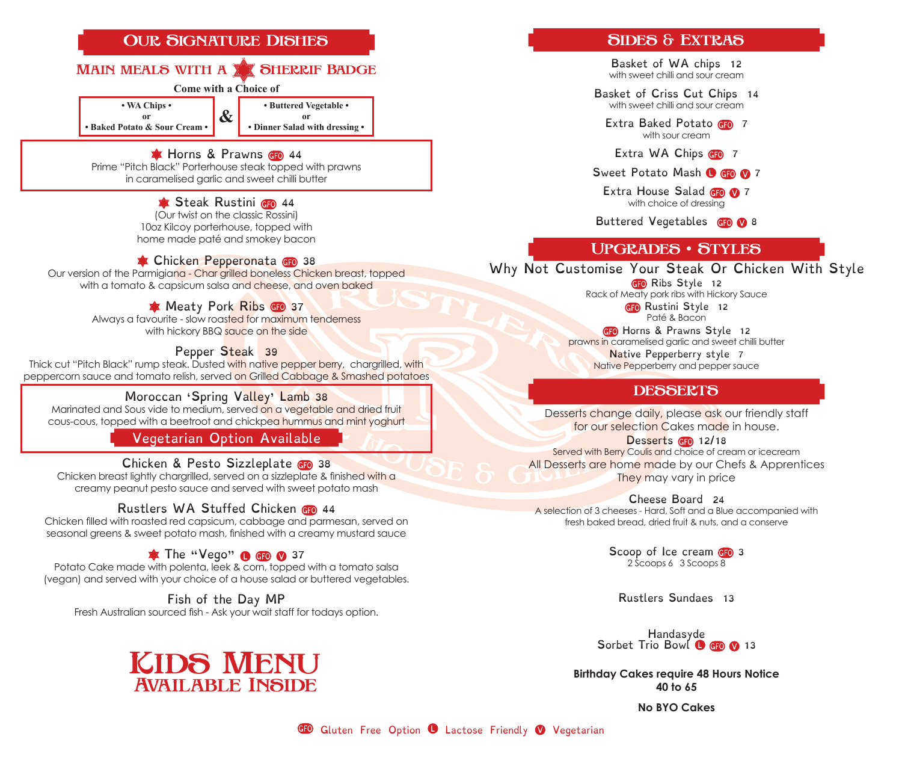## Our Signature Dishes

### Main Meals with a Sherrif Badge

**Come with a Choice of**

| | | |
|---|---|---|
| • WA Chips • or • Baked Potato & Sour Cream • | & | • Buttered Vegetable • or • Dinner Salad with dressing • |

**Horns & Prawns** GFO 44
Prime "Pitch Black" Porterhouse steak topped with prawns in caramelised garlic and sweet chilli butter

**Steak Rustini** GFO 44
(Our twist on the classic Rossini)
10oz Kilcoy porterhouse, topped with home made paté and smokey bacon

**Chicken Pepperonata** GFO 38
Our version of the Parmigiana - Char grilled boneless Chicken breast, topped with a tomato & capsicum salsa and cheese, and oven baked

**Meaty Pork Ribs** GFO 37
Always a favourite - slow roasted for maximum tenderness with hickory BBQ sauce on the side

**Pepper Steak** 39
Thick cut "Pitch Black" rump steak. Dusted with native pepper berry, chargrilled, with peppercorn sauce and tomato relish, served on Grilled Cabbage & Smashed potatoes

**Moroccan 'Spring Valley' Lamb** 38
Marinated and Sous vide to medium, served on a vegetable and dried fruit cous-cous, topped with a beetroot and chickpea hummus and mint yoghurt
Vegetarian Option Available

**Chicken & Pesto Sizzleplate** GFO 38
Chicken breast lightly chargrilled, served on a sizzleplate & finished with a creamy peanut pesto sauce and served with sweet potato mash

**Rustlers WA Stuffed Chicken** GFO 44
Chicken filled with roasted red capsicum, cabbage and parmesan, served on seasonal greens & sweet potato mash, finished with a creamy mustard sauce

**The "Vego"** L GFO V 37
Potato Cake made with polenta, leek & corn, topped with a tomato salsa (vegan) and served with your choice of a house salad or buttered vegetables.

**Fish of the Day** MP
Fresh Australian sourced fish - Ask your wait staff for todays option.

## Kids Menu
### Available Inside

## Sides & Extras

**Basket of WA chips** 12
with sweet chilli and sour cream

**Basket of Criss Cut Chips** 14
with sweet chilli and sour cream

**Extra Baked Potato** GFO 7
with sour cream

**Extra WA Chips** GFO 7

**Sweet Potato Mash** L GFO V 7

**Extra House Salad** GFO V 7
with choice of dressing

**Buttered Vegetables** GFO V 8

## Upgrades • Styles

Why Not Customise Your Steak Or Chicken With Style

GFO **Ribs Style** 12
Rack of Meaty pork ribs with Hickory Sauce

GFO **Rustini Style** 12
Paté & Bacon

GFO **Horns & Prawns Style** 12
prawns in caramelised garlic and sweet chilli butter

**Native Pepperberry style** 7
Native Pepperberry and pepper sauce

## Desserts

Desserts change daily, please ask our friendly staff for our selection Cakes made in house.

**Desserts** GFO 12/18
Served with Berry Coulis and choice of cream or icecream
All Desserts are home made by our Chefs & Apprentices
They may vary in price

**Cheese Board** 24
A selection of 3 cheeses - Hard, Soft and a Blue accompanied with fresh baked bread, dried fruit & nuts, and a conserve

**Scoop of Ice cream** GFO 3
2 Scoops 6 3 Scoops 8

**Rustlers Sundaes** 13

**Handasyde Sorbet Trio Bowl** L GFO V 13

**Birthday Cakes require 48 Hours Notice**
**40 to 65**

**No BYO Cakes**

GFO Gluten Free Option L Lactose Friendly V Vegetarian